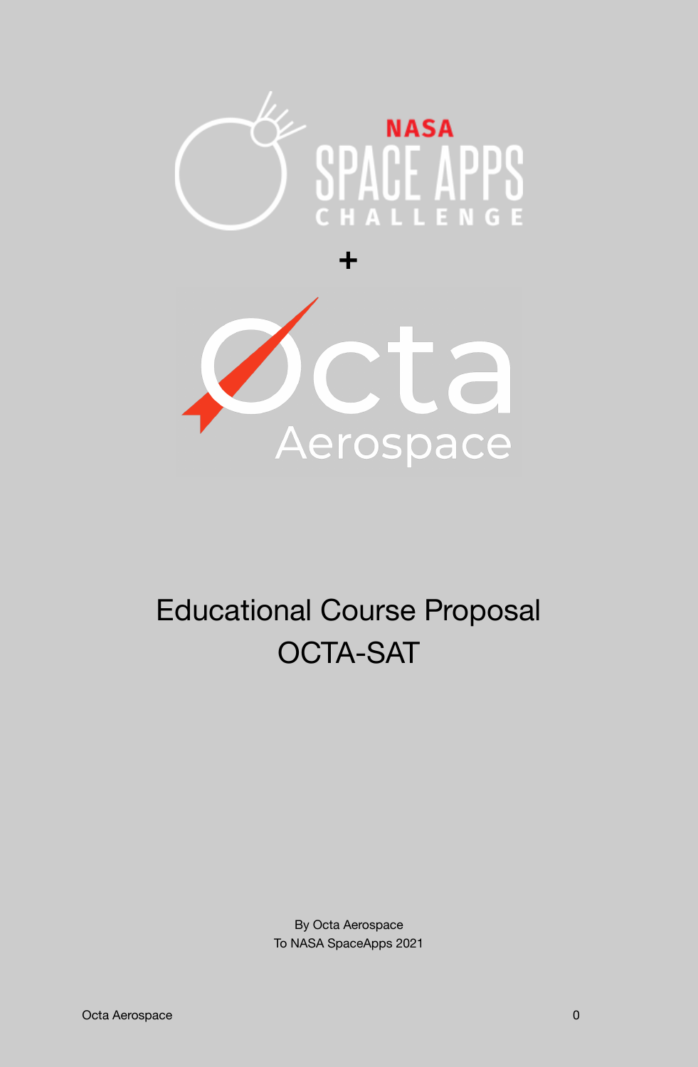NASA SPACE APPS CHALLENGE

+

Octa Aerospace

# Educational Course Proposal
# OCTA-SAT

By Octa Aerospace
To NASA SpaceApps 2021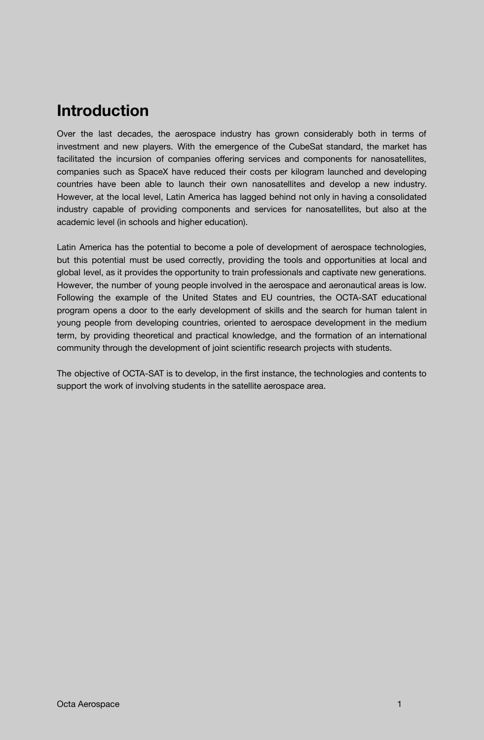# Introduction

Over the last decades, the aerospace industry has grown considerably both in terms of investment and new players. With the emergence of the CubeSat standard, the market has facilitated the incursion of companies offering services and components for nanosatellites, companies such as SpaceX have reduced their costs per kilogram launched and developing countries have been able to launch their own nanosatellites and develop a new industry. However, at the local level, Latin America has lagged behind not only in having a consolidated industry capable of providing components and services for nanosatellites, but also at the academic level (in schools and higher education).

Latin America has the potential to become a pole of development of aerospace technologies, but this potential must be used correctly, providing the tools and opportunities at local and global level, as it provides the opportunity to train professionals and captivate new generations. However, the number of young people involved in the aerospace and aeronautical areas is low. Following the example of the United States and EU countries, the OCTA-SAT educational program opens a door to the early development of skills and the search for human talent in young people from developing countries, oriented to aerospace development in the medium term, by providing theoretical and practical knowledge, and the formation of an international community through the development of joint scientific research projects with students.

The objective of OCTA-SAT is to develop, in the first instance, the technologies and contents to support the work of involving students in the satellite aerospace area.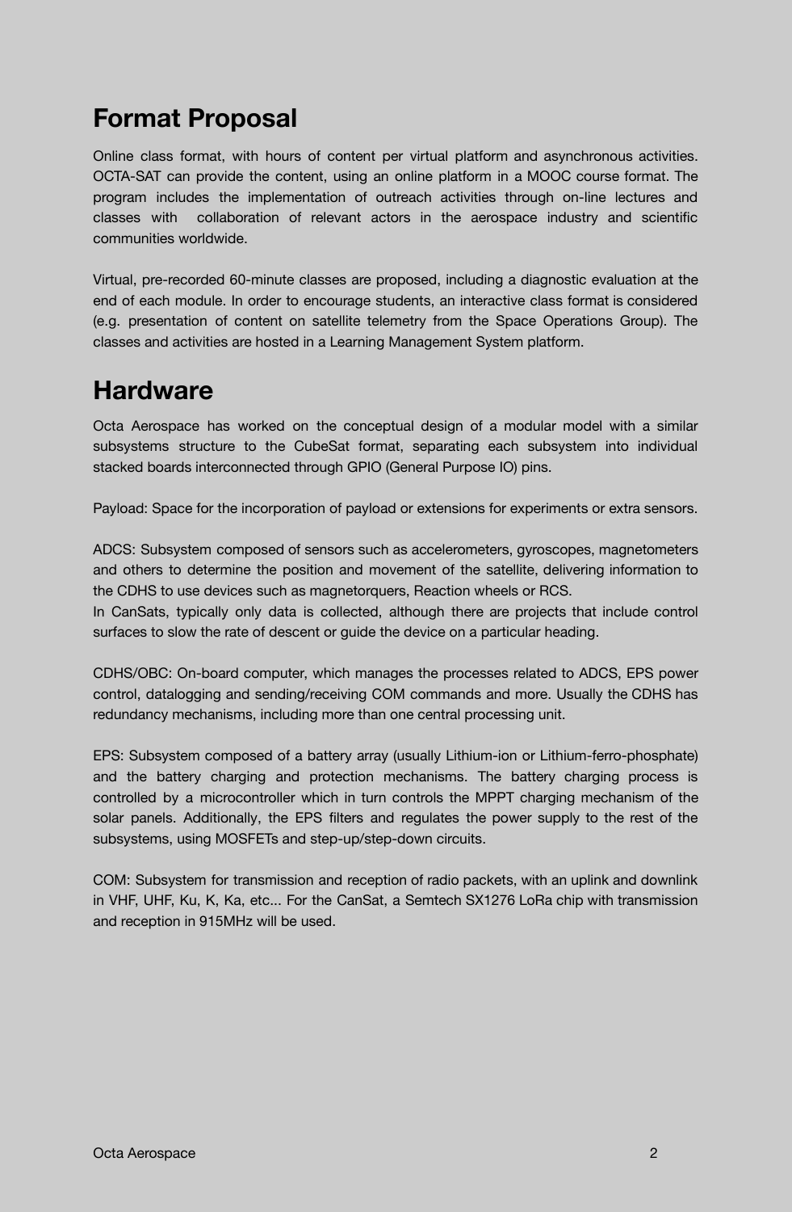## Format Proposal

Online class format, with hours of content per virtual platform and asynchronous activities. OCTA-SAT can provide the content, using an online platform in a MOOC course format. The program includes the implementation of outreach activities through on-line lectures and classes with collaboration of relevant actors in the aerospace industry and scientific communities worldwide.

Virtual, pre-recorded 60-minute classes are proposed, including a diagnostic evaluation at the end of each module. In order to encourage students, an interactive class format is considered (e.g. presentation of content on satellite telemetry from the Space Operations Group). The classes and activities are hosted in a Learning Management System platform.

## Hardware

Octa Aerospace has worked on the conceptual design of a modular model with a similar subsystems structure to the CubeSat format, separating each subsystem into individual stacked boards interconnected through GPIO (General Purpose IO) pins.

Payload: Space for the incorporation of payload or extensions for experiments or extra sensors.

ADCS: Subsystem composed of sensors such as accelerometers, gyroscopes, magnetometers and others to determine the position and movement of the satellite, delivering information to the CDHS to use devices such as magnetorquers, Reaction wheels or RCS.
In CanSats, typically only data is collected, although there are projects that include control surfaces to slow the rate of descent or guide the device on a particular heading.

CDHS/OBC: On-board computer, which manages the processes related to ADCS, EPS power control, datalogging and sending/receiving COM commands and more. Usually the CDHS has redundancy mechanisms, including more than one central processing unit.

EPS: Subsystem composed of a battery array (usually Lithium-ion or Lithium-ferro-phosphate) and the battery charging and protection mechanisms. The battery charging process is controlled by a microcontroller which in turn controls the MPPT charging mechanism of the solar panels. Additionally, the EPS filters and regulates the power supply to the rest of the subsystems, using MOSFETs and step-up/step-down circuits.

COM: Subsystem for transmission and reception of radio packets, with an uplink and downlink in VHF, UHF, Ku, K, Ka, etc... For the CanSat, a Semtech SX1276 LoRa chip with transmission and reception in 915MHz will be used.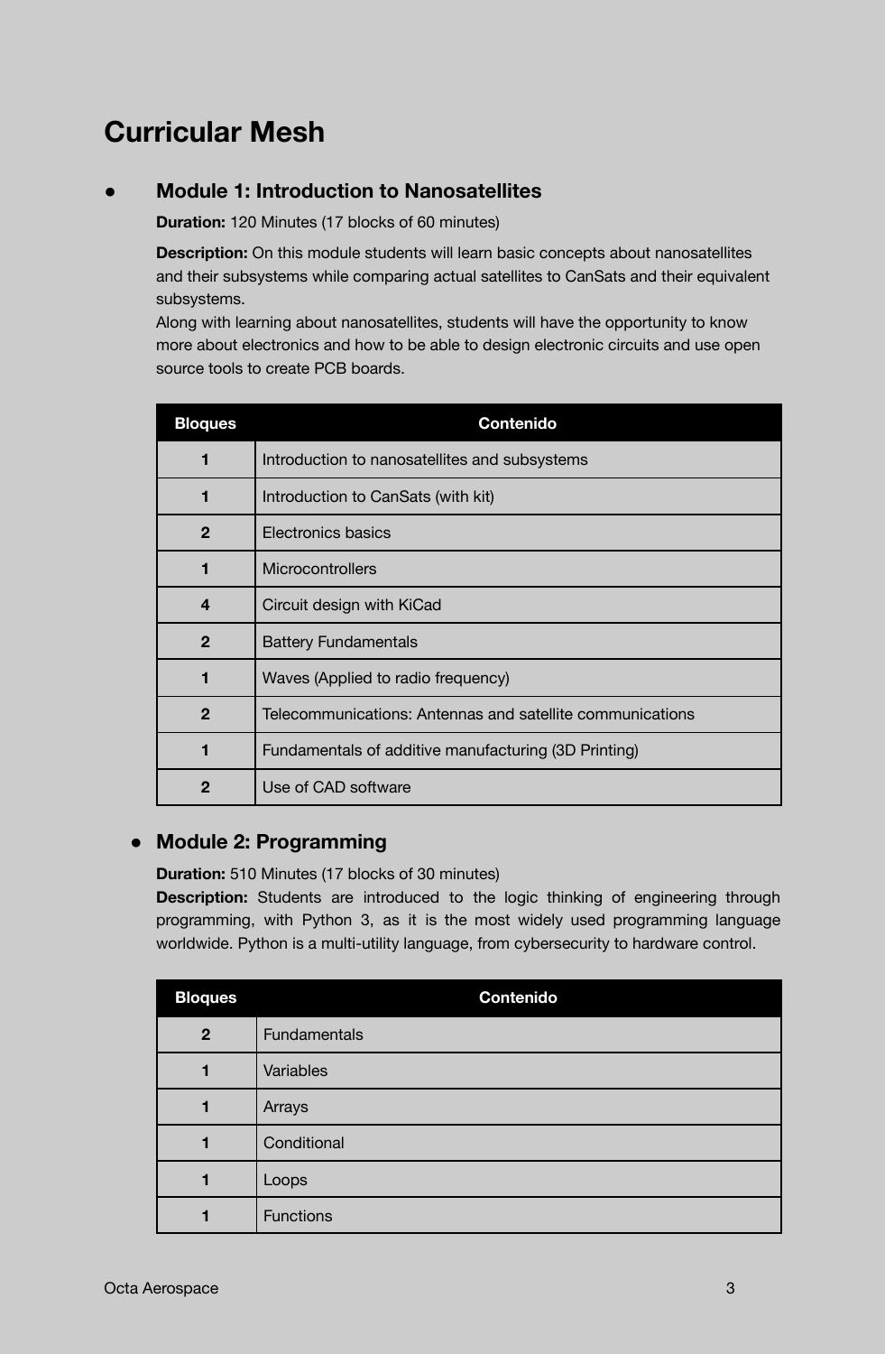# Curricular Mesh

- **Module 1: Introduction to Nanosatellites**

  **Duration:** 120 Minutes (17 blocks of 60 minutes)

  **Description:** On this module students will learn basic concepts about nanosatellites and their subsystems while comparing actual satellites to CanSats and their equivalent subsystems.
  Along with learning about nanosatellites, students will have the opportunity to know more about electronics and how to be able to design electronic circuits and use open source tools to create PCB boards.

| Bloques | Contenido |
|---|---|
| 1 | Introduction to nanosatellites and subsystems |
| 1 | Introduction to CanSats (with kit) |
| 2 | Electronics basics |
| 1 | Microcontrollers |
| 4 | Circuit design with KiCad |
| 2 | Battery Fundamentals |
| 1 | Waves (Applied to radio frequency) |
| 2 | Telecommunications: Antennas and satellite communications |
| 1 | Fundamentals of additive manufacturing (3D Printing) |
| 2 | Use of CAD software |

- **Module 2: Programming**

  **Duration:** 510 Minutes (17 blocks of 30 minutes)
  **Description:** Students are introduced to the logic thinking of engineering through programming, with Python 3, as it is the most widely used programming language worldwide. Python is a multi-utility language, from cybersecurity to hardware control.

| Bloques | Contenido |
|---|---|
| 2 | Fundamentals |
| 1 | Variables |
| 1 | Arrays |
| 1 | Conditional |
| 1 | Loops |
| 1 | Functions |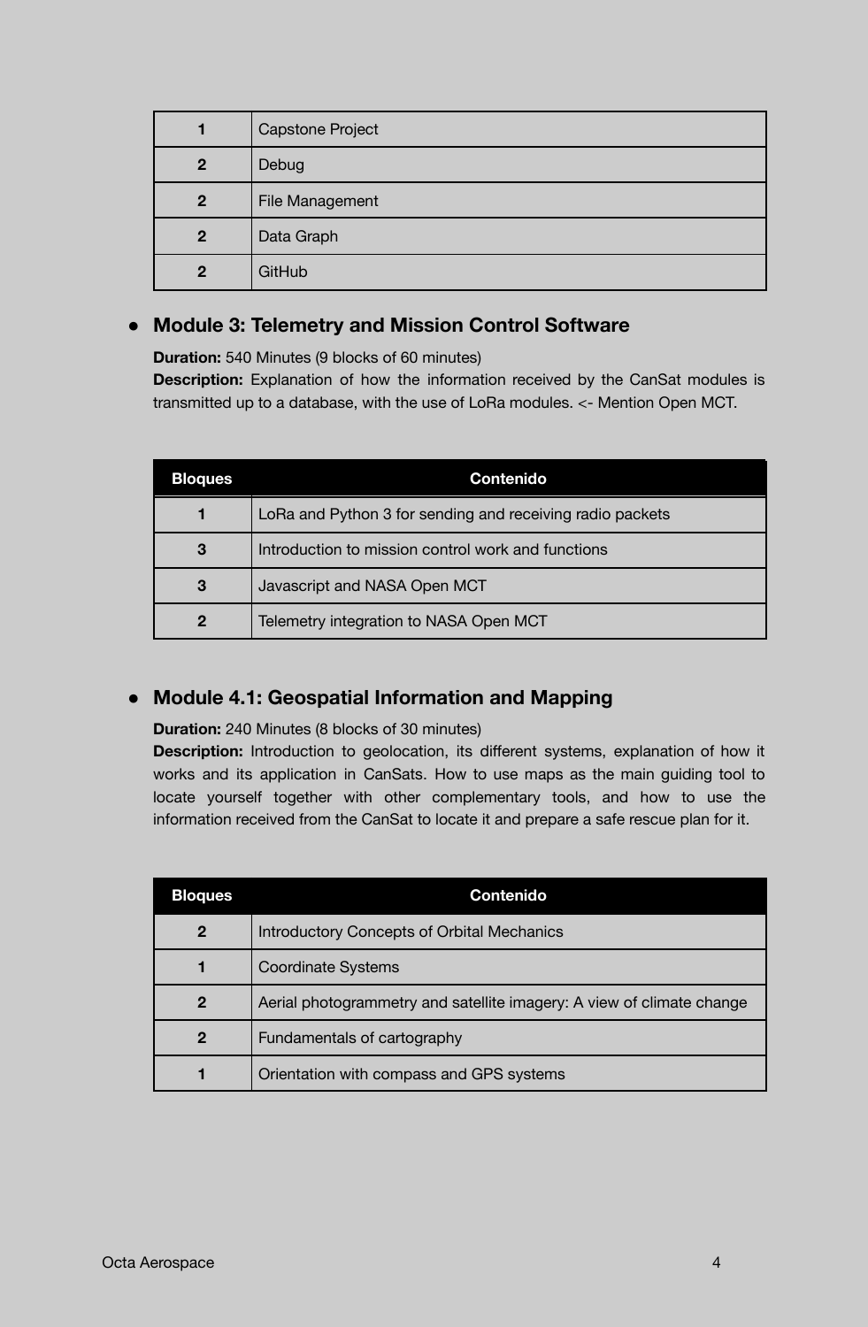| | |
|---|---|
| 1 | Capstone Project |
| 2 | Debug |
| 2 | File Management |
| 2 | Data Graph |
| 2 | GitHub |

- **Module 3: Telemetry and Mission Control Software**

  **Duration:** 540 Minutes (9 blocks of 60 minutes)
  **Description:** Explanation of how the information received by the CanSat modules is transmitted up to a database, with the use of LoRa modules. <- Mention Open MCT.

| Bloques | Contenido |
|---|---|
| 1 | LoRa and Python 3 for sending and receiving radio packets |
| 3 | Introduction to mission control work and functions |
| 3 | Javascript and NASA Open MCT |
| 2 | Telemetry integration to NASA Open MCT |

- **Module 4.1: Geospatial Information and Mapping**

  **Duration:** 240 Minutes (8 blocks of 30 minutes)
  **Description:** Introduction to geolocation, its different systems, explanation of how it works and its application in CanSats. How to use maps as the main guiding tool to locate yourself together with other complementary tools, and how to use the information received from the CanSat to locate it and prepare a safe rescue plan for it.

| Bloques | Contenido |
|---|---|
| 2 | Introductory Concepts of Orbital Mechanics |
| 1 | Coordinate Systems |
| 2 | Aerial photogrammetry and satellite imagery: A view of climate change |
| 2 | Fundamentals of cartography |
| 1 | Orientation with compass and GPS systems |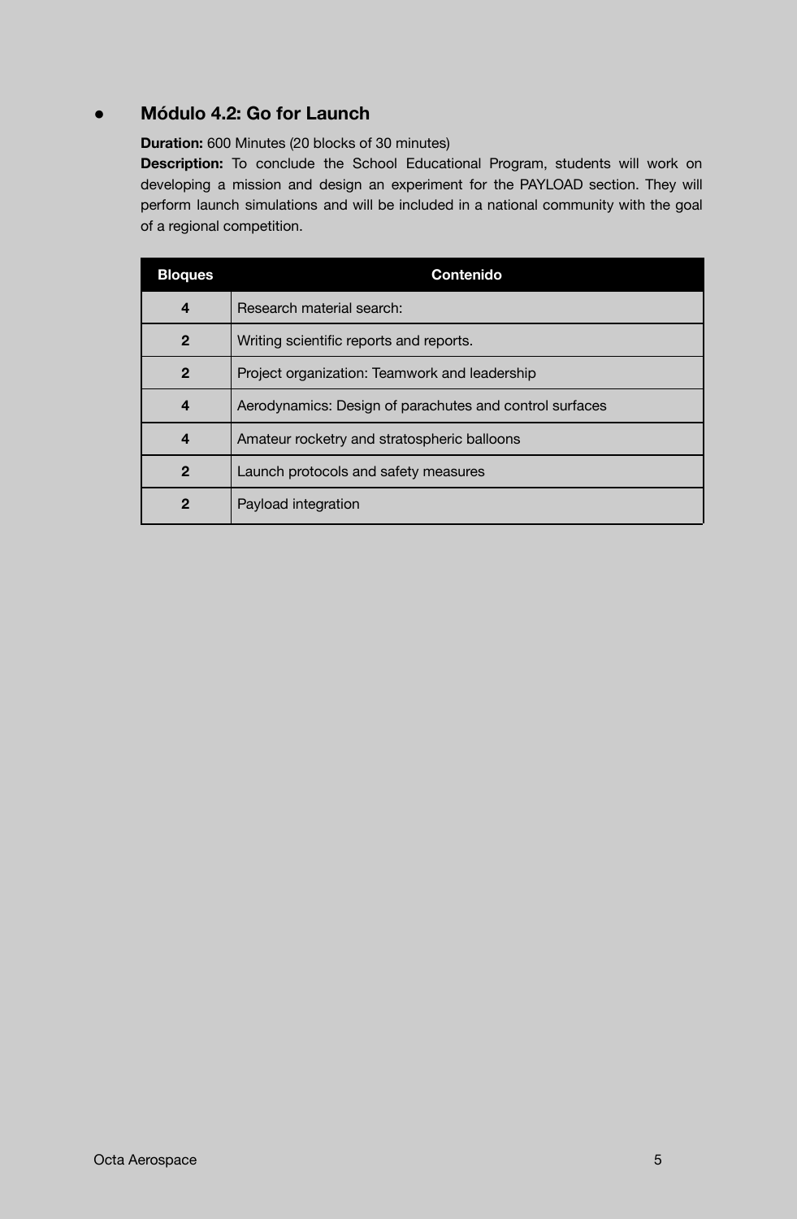- **Módulo 4.2: Go for Launch**

  **Duration:** 600 Minutes (20 blocks of 30 minutes)

  **Description:** To conclude the School Educational Program, students will work on developing a mission and design an experiment for the PAYLOAD section. They will perform launch simulations and will be included in a national community with the goal of a regional competition.

| Bloques | Contenido |
| --- | --- |
| 4 | Research material search: |
| 2 | Writing scientific reports and reports. |
| 2 | Project organization: Teamwork and leadership |
| 4 | Aerodynamics: Design of parachutes and control surfaces |
| 4 | Amateur rocketry and stratospheric balloons |
| 2 | Launch protocols and safety measures |
| 2 | Payload integration |